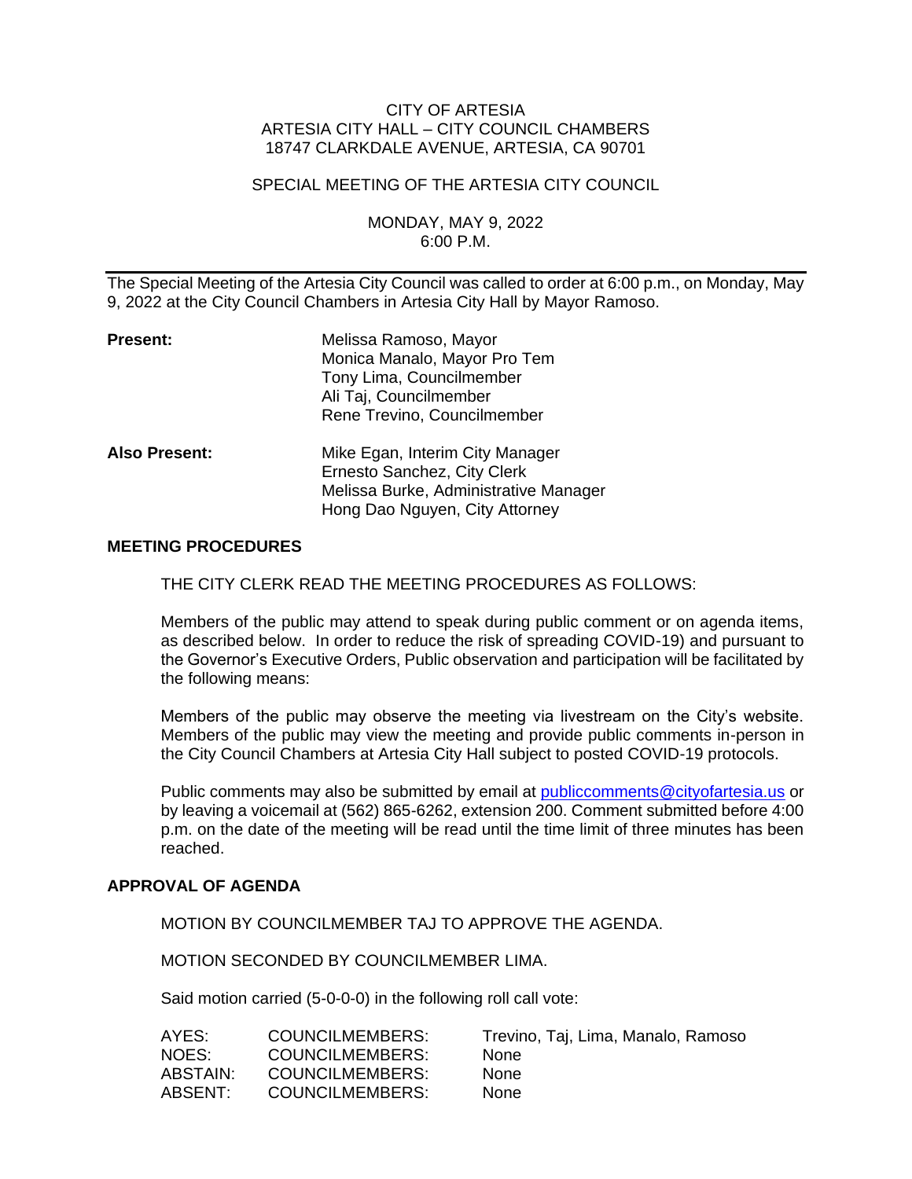CITY OF ARTESIA
ARTESIA CITY HALL – CITY COUNCIL CHAMBERS
18747 CLARKDALE AVENUE, ARTESIA, CA 90701

SPECIAL MEETING OF THE ARTESIA CITY COUNCIL

MONDAY, MAY 9, 2022
6:00 P.M.

---

The Special Meeting of the Artesia City Council was called to order at 6:00 p.m., on Monday, May 9, 2022 at the City Council Chambers in Artesia City Hall by Mayor Ramoso.

**Present:**
Melissa Ramoso, Mayor
Monica Manalo, Mayor Pro Tem
Tony Lima, Councilmember
Ali Taj, Councilmember
Rene Trevino, Councilmember

**Also Present:**
Mike Egan, Interim City Manager
Ernesto Sanchez, City Clerk
Melissa Burke, Administrative Manager
Hong Dao Nguyen, City Attorney

## MEETING PROCEDURES

THE CITY CLERK READ THE MEETING PROCEDURES AS FOLLOWS:

Members of the public may attend to speak during public comment or on agenda items, as described below. In order to reduce the risk of spreading COVID-19) and pursuant to the Governor's Executive Orders, Public observation and participation will be facilitated by the following means:

Members of the public may observe the meeting via livestream on the City's website. Members of the public may view the meeting and provide public comments in-person in the City Council Chambers at Artesia City Hall subject to posted COVID-19 protocols.

Public comments may also be submitted by email at publiccomments@cityofartesia.us or by leaving a voicemail at (562) 865-6262, extension 200. Comment submitted before 4:00 p.m. on the date of the meeting will be read until the time limit of three minutes has been reached.

## APPROVAL OF AGENDA

MOTION BY COUNCILMEMBER TAJ TO APPROVE THE AGENDA.

MOTION SECONDED BY COUNCILMEMBER LIMA.

Said motion carried (5-0-0-0) in the following roll call vote:

| | | |
|---|---|---|
| AYES: | COUNCILMEMBERS: | Trevino, Taj, Lima, Manalo, Ramoso |
| NOES: | COUNCILMEMBERS: | None |
| ABSTAIN: | COUNCILMEMBERS: | None |
| ABSENT: | COUNCILMEMBERS: | None |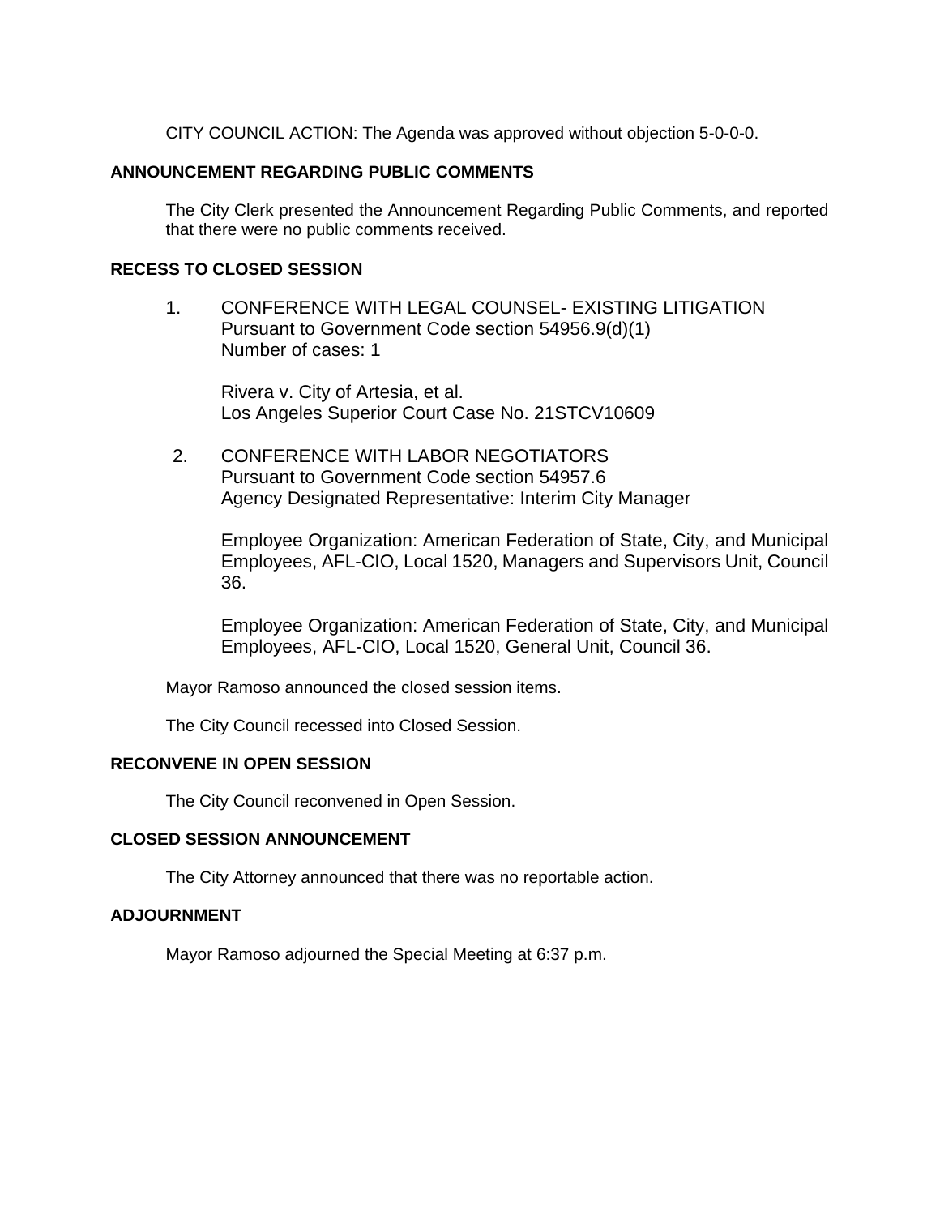CITY COUNCIL ACTION: The Agenda was approved without objection 5-0-0-0.

**ANNOUNCEMENT REGARDING PUBLIC COMMENTS**

The City Clerk presented the Announcement Regarding Public Comments, and reported that there were no public comments received.

**RECESS TO CLOSED SESSION**

1. CONFERENCE WITH LEGAL COUNSEL- EXISTING LITIGATION
   Pursuant to Government Code section 54956.9(d)(1)
   Number of cases: 1

   Rivera v. City of Artesia, et al.
   Los Angeles Superior Court Case No. 21STCV10609

2. CONFERENCE WITH LABOR NEGOTIATORS
   Pursuant to Government Code section 54957.6
   Agency Designated Representative: Interim City Manager

   Employee Organization: American Federation of State, City, and Municipal Employees, AFL-CIO, Local 1520, Managers and Supervisors Unit, Council 36.

   Employee Organization: American Federation of State, City, and Municipal Employees, AFL-CIO, Local 1520, General Unit, Council 36.

Mayor Ramoso announced the closed session items.

The City Council recessed into Closed Session.

**RECONVENE IN OPEN SESSION**

The City Council reconvened in Open Session.

**CLOSED SESSION ANNOUNCEMENT**

The City Attorney announced that there was no reportable action.

**ADJOURNMENT**

Mayor Ramoso adjourned the Special Meeting at 6:37 p.m.